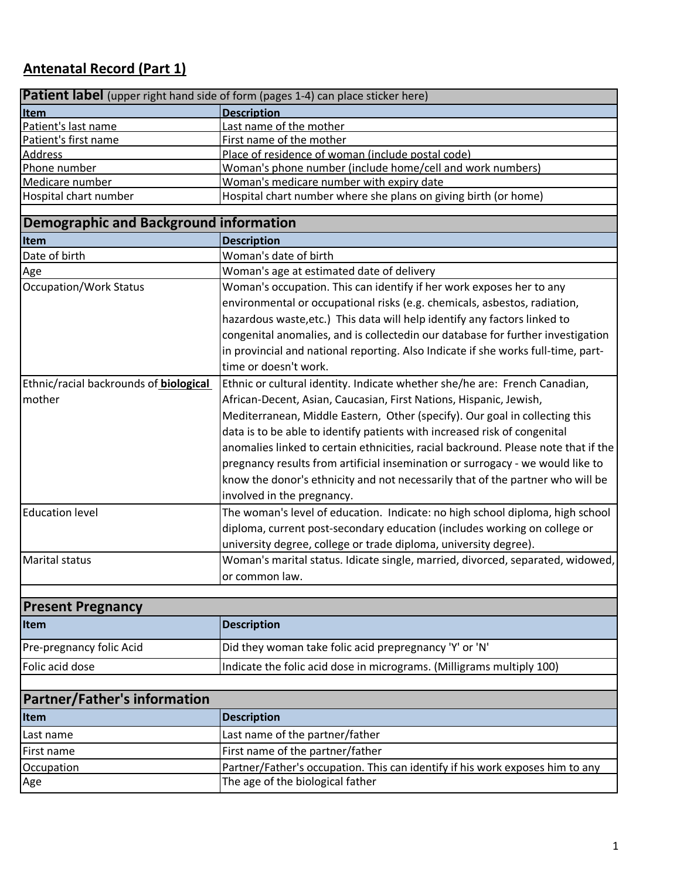## Antenatal Record (Part 1)

| **Patient label** (upper right hand side of form (pages 1-4) can place sticker here) | |
|---|---|
| **Item** | **Description** |
| Patient's last name | Last name of the mother |
| Patient's first name | First name of the mother |
| Address | Place of residence of woman (include postal code) |
| Phone number | Woman's phone number (include home/cell and work numbers) |
| Medicare number | Woman's medicare number with expiry date |
| Hospital chart number | Hospital chart number where she plans on giving birth (or home) |

| **Demographic and Background information** | |
|---|---|
| **Item** | **Description** |
| Date of birth | Woman's date of birth |
| Age | Woman's age at estimated date of delivery |
| Occupation/Work Status | Woman's occupation. This can identify if her work exposes her to any environmental or occupational risks (e.g. chemicals, asbestos, radiation, hazardous waste,etc.) This data will help identify any factors linked to congenital anomalies, and is collectedin our database for further investigation in provincial and national reporting. Also Indicate if she works full-time, part-time or doesn't work. |
| Ethnic/racial backrounds of **biological** mother | Ethnic or cultural identity. Indicate whether she/he are: French Canadian, African-Decent, Asian, Caucasian, First Nations, Hispanic, Jewish, Mediterranean, Middle Eastern, Other (specify). Our goal in collecting this data is to be able to identify patients with increased risk of congenital anomalies linked to certain ethnicities, racial backround. Please note that if the pregnancy results from artificial insemination or surrogacy - we would like to know the donor's ethnicity and not necessarily that of the partner who will be involved in the pregnancy. |
| Education level | The woman's level of education. Indicate: no high school diploma, high school diploma, current post-secondary education (includes working on college or university degree, college or trade diploma, university degree). |
| Marital status | Woman's marital status. Idicate single, married, divorced, separated, widowed, or common law. |

| **Present Pregnancy** | |
|---|---|
| **Item** | **Description** |
| Pre-pregnancy folic Acid | Did they woman take folic acid prepregnancy 'Y' or 'N' |
| Folic acid dose | Indicate the folic acid dose in micrograms. (Milligrams multiply 100) |

| **Partner/Father's information** | |
|---|---|
| **Item** | **Description** |
| Last name | Last name of the partner/father |
| First name | First name of the partner/father |
| Occupation | Partner/Father's occupation. This can identify if his work exposes him to any |
| Age | The age of the biological father |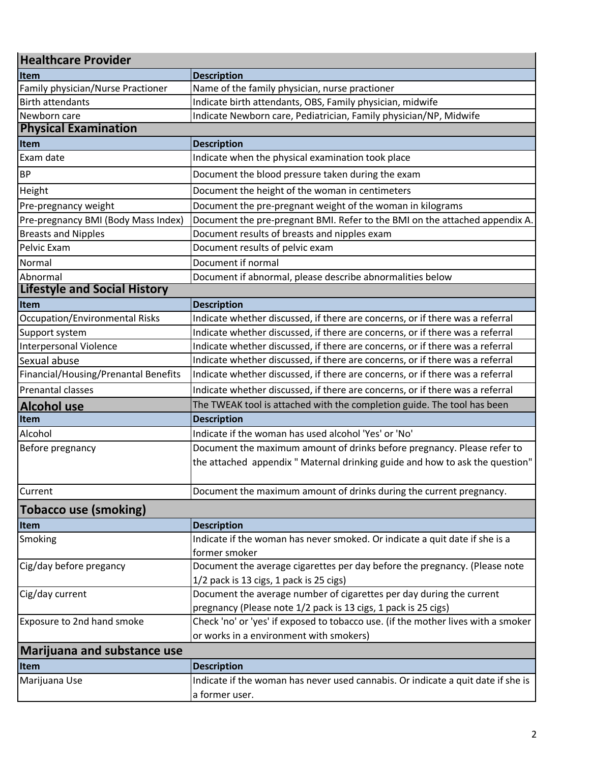## Healthcare Provider

| Item | Description |
|---|---|
| Family physician/Nurse Practioner | Name of the family physician, nurse practioner |
| Birth attendants | Indicate birth attendants, OBS, Family physician, midwife |
| Newborn care | Indicate Newborn care, Pediatrician, Family physician/NP, Midwife |

## Physical Examination

| Item | Description |
|---|---|
| Exam date | Indicate when the physical examination took place |
| BP | Document the blood pressure taken during the exam |
| Height | Document the height of the woman in centimeters |
| Pre-pregnancy weight | Document the pre-pregnant weight of the woman in kilograms |
| Pre-pregnancy BMI (Body Mass Index) | Document the pre-pregnant BMI. Refer to the BMI on the attached appendix A. |
| Breasts and Nipples | Document results of breasts and nipples exam |
| Pelvic Exam | Document results of pelvic exam |
| Normal | Document if normal |
| Abnormal | Document if abnormal, please describe abnormalities below |

## Lifestyle and Social History

| Item | Description |
|---|---|
| Occupation/Environmental Risks | Indicate whether discussed, if there are concerns, or if there was a referral |
| Support system | Indicate whether discussed, if there are concerns, or if there was a referral |
| Interpersonal Violence | Indicate whether discussed, if there are concerns, or if there was a referral |
| Sexual abuse | Indicate whether discussed, if there are concerns, or if there was a referral |
| Financial/Housing/Prenatal Benefits | Indicate whether discussed, if there are concerns, or if there was a referral |
| Prenatal classes | Indicate whether discussed, if there are concerns, or if there was a referral |

## Alcohol use

The TWEAK tool is attached with the completion guide. The tool has been

| Item | Description |
|---|---|
| Alcohol | Indicate if the woman has used alcohol 'Yes' or 'No' |
| Before pregnancy | Document the maximum amount of drinks before pregnancy. Please refer to the attached appendix " Maternal drinking guide and how to ask the question" |
| Current | Document the maximum amount of drinks during the current pregnancy. |

## Tobacco use (smoking)

| Item | Description |
|---|---|
| Smoking | Indicate if the woman has never smoked. Or indicate a quit date if she is a former smoker |
| Cig/day before pregancy | Document the average cigarettes per day before the pregnancy. (Please note 1/2 pack is 13 cigs, 1 pack is 25 cigs) |
| Cig/day current | Document the average number of cigarettes per day during the current pregnancy (Please note 1/2 pack is 13 cigs, 1 pack is 25 cigs) |
| Exposure to 2nd hand smoke | Check 'no' or 'yes' if exposed to tobacco use. (if the mother lives with a smoker or works in a environment with smokers) |

## Marijuana and substance use

| Item | Description |
|---|---|
| Marijuana Use | Indicate if the woman has never used cannabis. Or indicate a quit date if she is a former user. |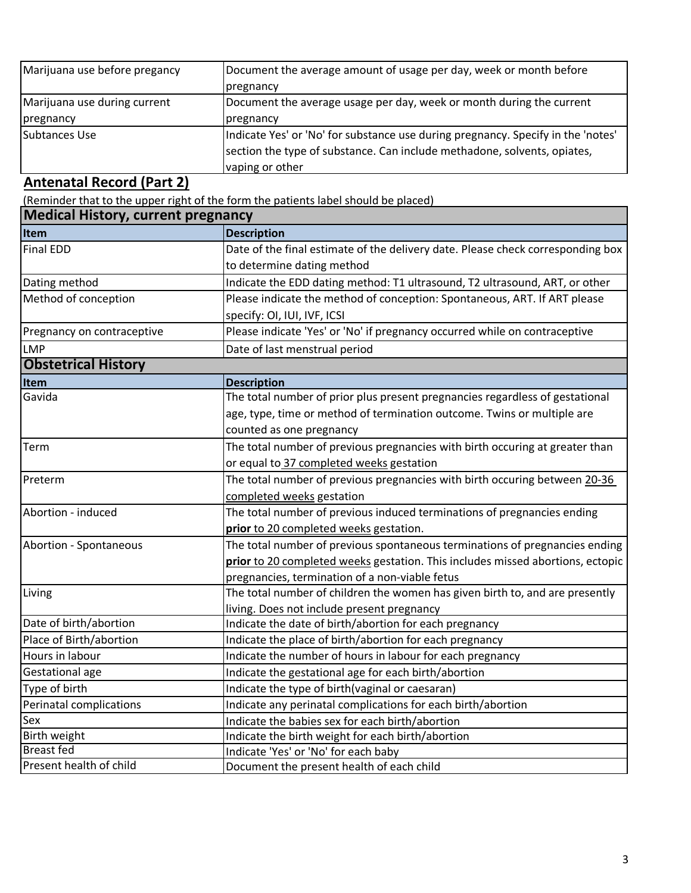| | |
|---|---|
| Marijuana use before pregancy | Document the average amount of usage per day, week or month before pregnancy |
| Marijuana use during current pregnancy | Document the average usage per day, week or month during the current pregnancy |
| Subtances Use | Indicate Yes' or 'No' for substance use during pregnancy. Specify in the 'notes' section the type of substance. Can include methadone, solvents, opiates, vaping or other |

## Antenatal Record (Part 2)

(Reminder that to the upper right of the form the patients label should be placed)

### Medical History, current pregnancy

| Item | Description |
|---|---|
| Final EDD | Date of the final estimate of the delivery date. Please check corresponding box to determine dating method |
| Dating method | Indicate the EDD dating method: T1 ultrasound, T2 ultrasound, ART, or other |
| Method of conception | Please indicate the method of conception: Spontaneous, ART. If ART please specify: OI, IUI, IVF, ICSI |
| Pregnancy on contraceptive | Please indicate 'Yes' or 'No' if pregnancy occurred while on contraceptive |
| LMP | Date of last menstrual period |

### Obstetrical History

| Item | Description |
|---|---|
| Gavida | The total number of prior plus present pregnancies regardless of gestational age, type, time or method of termination outcome. Twins or multiple are counted as one pregnancy |
| Term | The total number of previous pregnancies with birth occuring at greater than or equal to 37 completed weeks gestation |
| Preterm | The total number of previous pregnancies with birth occuring between 20-36 completed weeks gestation |
| Abortion - induced | The total number of previous induced terminations of pregnancies ending **prior** to 20 completed weeks gestation. |
| Abortion - Spontaneous | The total number of previous spontaneous terminations of pregnancies ending **prior** to 20 completed weeks gestation. This includes missed abortions, ectopic pregnancies, termination of a non-viable fetus |
| Living | The total number of children the women has given birth to, and are presently living. Does not include present pregnancy |
| Date of birth/abortion | Indicate the date of birth/abortion for each pregnancy |
| Place of Birth/abortion | Indicate the place of birth/abortion for each pregnancy |
| Hours in labour | Indicate the number of hours in labour for each pregnancy |
| Gestational age | Indicate the gestational age for each birth/abortion |
| Type of birth | Indicate the type of birth(vaginal or caesaran) |
| Perinatal complications | Indicate any perinatal complications for each birth/abortion |
| Sex | Indicate the babies sex for each birth/abortion |
| Birth weight | Indicate the birth weight for each birth/abortion |
| Breast fed | Indicate 'Yes' or 'No' for each baby |
| Present health of child | Document the present health of each child |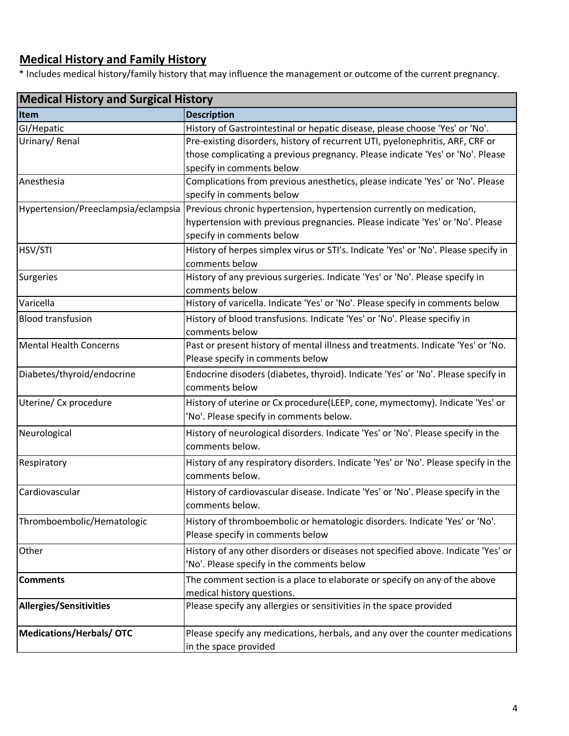## Medical History and Family History

* Includes medical history/family history that may influence the management or outcome of the current pregnancy.

| **Medical History and Surgical History** | |
|---|---|
| **Item** | **Description** |
| GI/Hepatic | History of Gastrointestinal or hepatic disease, please choose 'Yes' or 'No'. |
| Urinary/ Renal | Pre-existing disorders, history of recurrent UTI, pyelonephritis, ARF, CRF or those complicating a previous pregnancy. Please indicate 'Yes' or 'No'. Please specify in comments below |
| Anesthesia | Complications from previous anesthetics, please indicate 'Yes' or 'No'. Please specify in comments below |
| Hypertension/Preeclampsia/eclampsia | Previous chronic hypertension, hypertension currently on medication, hypertension with previous pregnancies. Please indicate 'Yes' or 'No'. Please specify in comments below |
| HSV/STI | History of herpes simplex virus or STI's. Indicate 'Yes' or 'No'. Please specify in comments below |
| Surgeries | History of any previous surgeries. Indicate 'Yes' or 'No'. Please specify in comments below |
| Varicella | History of varicella. Indicate 'Yes' or 'No'. Please specify in comments below |
| Blood transfusion | History of blood transfusions. Indicate 'Yes' or 'No'. Please specifiy in comments below |
| Mental Health Concerns | Past or present history of mental illness and treatments. Indicate 'Yes' or 'No. Please specify in comments below |
| Diabetes/thyroid/endocrine | Endocrine disoders (diabetes, thyroid). Indicate 'Yes' or 'No'. Please specify in comments below |
| Uterine/ Cx procedure | History of uterine or Cx procedure(LEEP, cone, mymectomy). Indicate 'Yes' or 'No'. Please specify in comments below. |
| Neurological | History of neurological disorders. Indicate 'Yes' or 'No'. Please specify in the comments below. |
| Respiratory | History of any respiratory disorders. Indicate 'Yes' or 'No'. Please specify in the comments below. |
| Cardiovascular | History of cardiovascular disease. Indicate 'Yes' or 'No'. Please specify in the comments below. |
| Thromboembolic/Hematologic | History of thromboembolic or hematologic disorders. Indicate 'Yes' or 'No'. Please specify in comments below |
| Other | History of any other disorders or diseases not specified above. Indicate 'Yes' or 'No'. Please specify in the comments below |
| **Comments** | The comment section is a place to elaborate or specify on any of the above medical history questions. |
| **Allergies/Sensitivities** | Please specify any allergies or sensitivities in the space provided |
| **Medications/Herbals/ OTC** | Please specify any medications, herbals, and any over the counter medications in the space provided |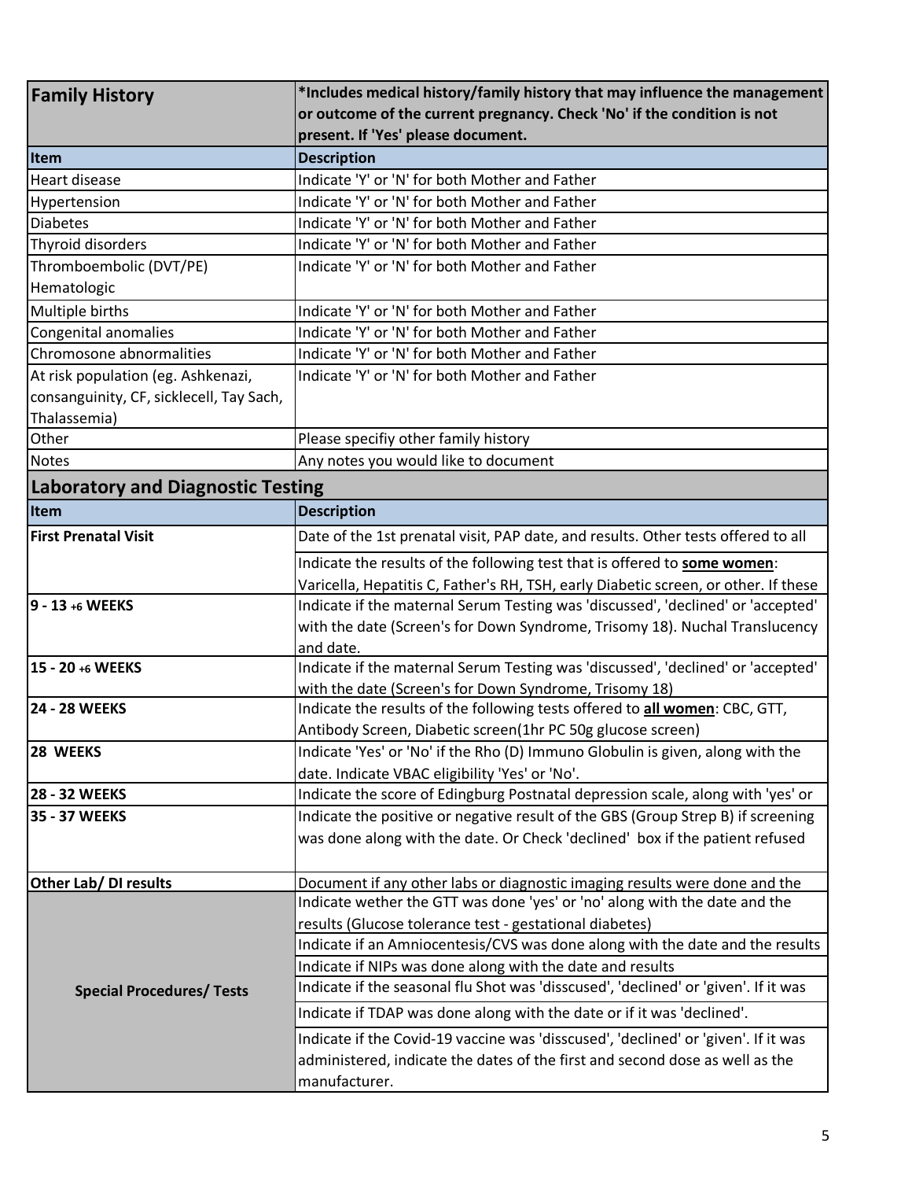| Family History | *Includes medical history/family history that may influence the management or outcome of the current pregnancy. Check 'No' if the condition is not present. If 'Yes' please document. |
|---|---|
| **Item** | **Description** |
| Heart disease | Indicate 'Y' or 'N' for both Mother and Father |
| Hypertension | Indicate 'Y' or 'N' for both Mother and Father |
| Diabetes | Indicate 'Y' or 'N' for both Mother and Father |
| Thyroid disorders | Indicate 'Y' or 'N' for both Mother and Father |
| Thromboembolic (DVT/PE) Hematologic | Indicate 'Y' or 'N' for both Mother and Father |
| Multiple births | Indicate 'Y' or 'N' for both Mother and Father |
| Congenital anomalies | Indicate 'Y' or 'N' for both Mother and Father |
| Chromosone abnormalities | Indicate 'Y' or 'N' for both Mother and Father |
| At risk population (eg. Ashkenazi, consanguinity, CF, sicklecell, Tay Sach, Thalassemia) | Indicate 'Y' or 'N' for both Mother and Father |
| Other | Please specifiy other family history |
| Notes | Any notes you would like to document |

## Laboratory and Diagnostic Testing

| Item | Description |
|---|---|
| **First Prenatal Visit** | Date of the 1st prenatal visit, PAP date, and results. Other tests offered to all |
| | Indicate the results of the following test that is offered to **some women**: Varicella, Hepatitis C, Father's RH, TSH, early Diabetic screen, or other. If these |
| **9 - 13 +6 WEEKS** | Indicate if the maternal Serum Testing was 'discussed', 'declined' or 'accepted' with the date (Screen's for Down Syndrome, Trisomy 18). Nuchal Translucency and date. |
| **15 - 20 +6 WEEKS** | Indicate if the maternal Serum Testing was 'discussed', 'declined' or 'accepted' with the date (Screen's for Down Syndrome, Trisomy 18) |
| **24 - 28 WEEKS** | Indicate the results of the following tests offered to **all women**: CBC, GTT, Antibody Screen, Diabetic screen(1hr PC 50g glucose screen) |
| **28 WEEKS** | Indicate 'Yes' or 'No' if the Rho (D) Immuno Globulin is given, along with the date. Indicate VBAC eligibility 'Yes' or 'No'. |
| **28 - 32 WEEKS** | Indicate the score of Edingburg Postnatal depression scale, along with 'yes' or |
| **35 - 37 WEEKS** | Indicate the positive or negative result of the GBS (Group Strep B) if screening was done along with the date. Or Check 'declined' box if the patient refused |
| **Other Lab/ DI results** | Document if any other labs or diagnostic imaging results were done and the |
| **Special Procedures/ Tests** | Indicate wether the GTT was done 'yes' or 'no' along with the date and the results (Glucose tolerance test - gestational diabetes) |
| | Indicate if an Amniocentesis/CVS was done along with the date and the results |
| | Indicate if NIPs was done along with the date and results |
| | Indicate if the seasonal flu Shot was 'disscused', 'declined' or 'given'. If it was |
| | Indicate if TDAP was done along with the date or if it was 'declined'. |
| | Indicate if the Covid-19 vaccine was 'disscused', 'declined' or 'given'. If it was administered, indicate the dates of the first and second dose as well as the manufacturer. |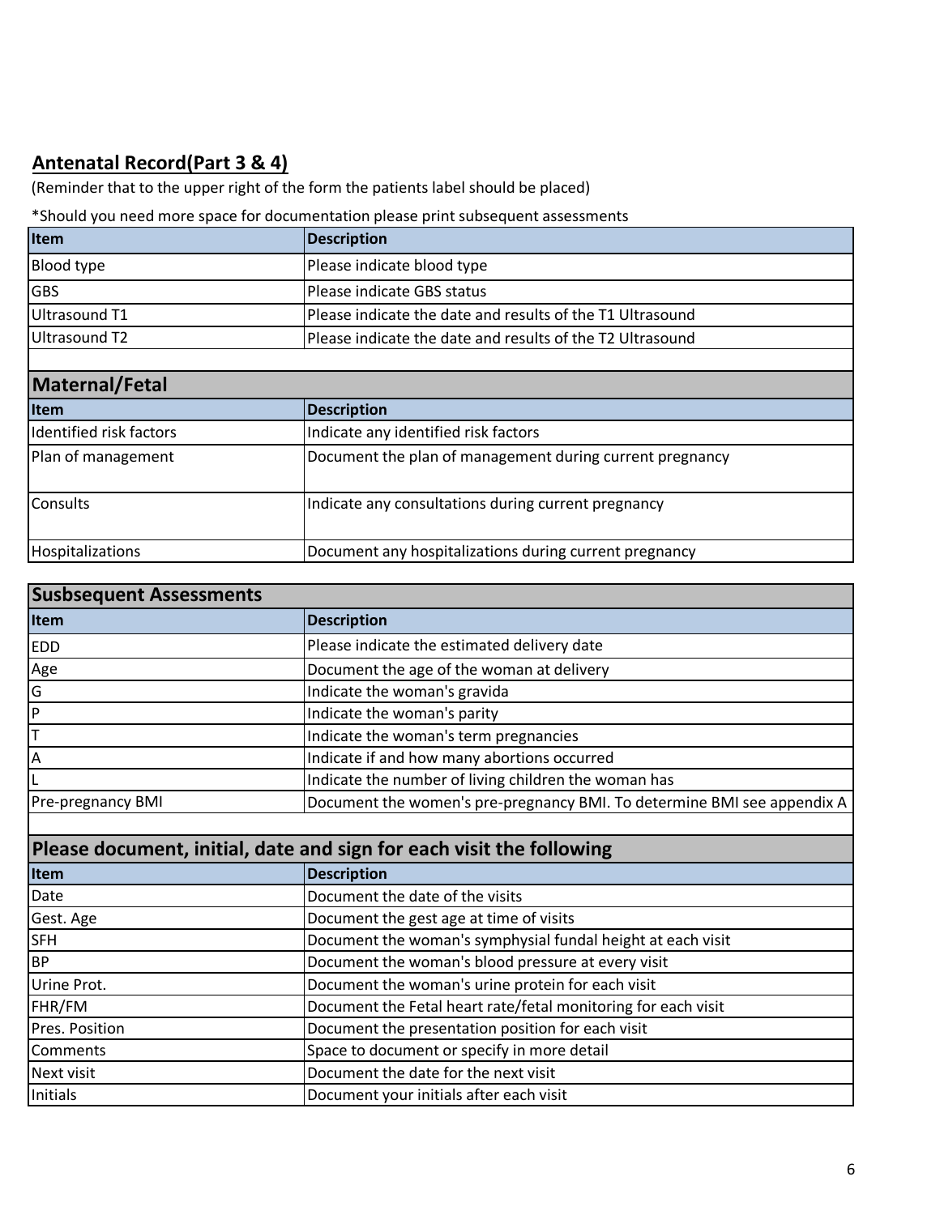## Antenatal Record(Part 3 & 4)

(Reminder that to the upper right of the form the patients label should be placed)

*Should you need more space for documentation please print subsequent assessments

| Item | Description |
|---|---|
| Blood type | Please indicate blood type |
| GBS | Please indicate GBS status |
| Ultrasound T1 | Please indicate the date and results of the T1 Ultrasound |
| Ultrasound T2 | Please indicate the date and results of the T2 Ultrasound |

### Maternal/Fetal

| Item | Description |
|---|---|
| Identified risk factors | Indicate any identified risk factors |
| Plan of management | Document the plan of management during current pregnancy |
| Consults | Indicate any consultations during current pregnancy |
| Hospitalizations | Document any hospitalizations during current pregnancy |

### Susbsequent Assessments

| Item | Description |
|---|---|
| EDD | Please indicate the estimated delivery date |
| Age | Document the age of the woman at delivery |
| G | Indicate the woman's gravida |
| P | Indicate the woman's parity |
| T | Indicate the woman's term pregnancies |
| A | Indicate if and how many abortions occurred |
| L | Indicate the number of living children the woman has |
| Pre-pregnancy BMI | Document the women's pre-pregnancy BMI. To determine BMI see appendix A |

### Please document, initial, date and sign for each visit the following

| Item | Description |
|---|---|
| Date | Document the date of the visits |
| Gest. Age | Document the gest age at time of visits |
| SFH | Document the woman's symphysial fundal height at each visit |
| BP | Document the woman's blood pressure at every visit |
| Urine Prot. | Document the woman's urine protein for each visit |
| FHR/FM | Document the Fetal heart rate/fetal monitoring for each visit |
| Pres. Position | Document the presentation position for each visit |
| Comments | Space to document or specify in more detail |
| Next visit | Document the date for the next visit |
| Initials | Document your initials after each visit |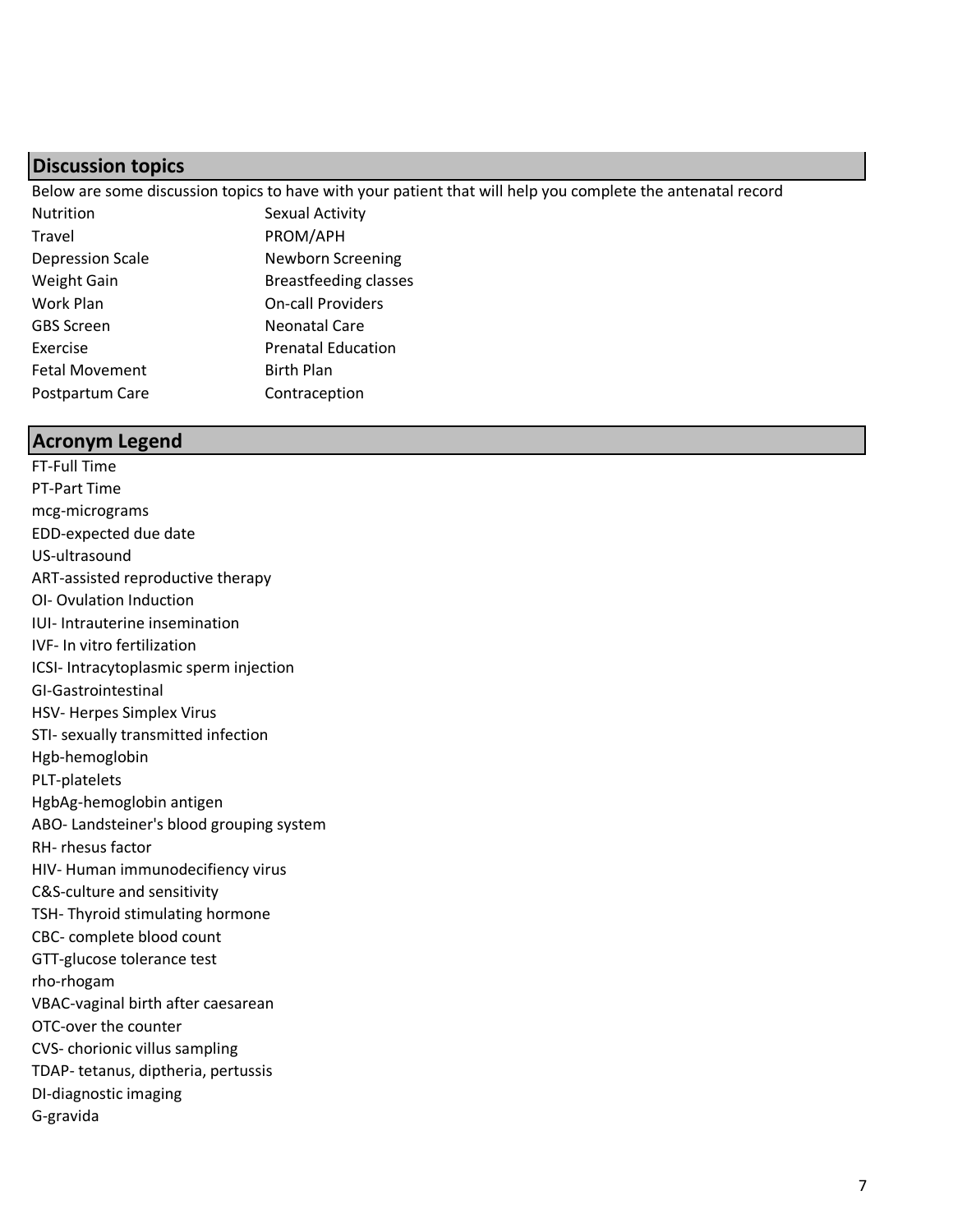## Discussion topics

Below are some discussion topics to have with your patient that will help you complete the antenatal record

| | |
|---|---|
| Nutrition | Sexual Activity |
| Travel | PROM/APH |
| Depression Scale | Newborn Screening |
| Weight Gain | Breastfeeding classes |
| Work Plan | On-call Providers |
| GBS Screen | Neonatal Care |
| Exercise | Prenatal Education |
| Fetal Movement | Birth Plan |
| Postpartum Care | Contraception |

## Acronym Legend

FT-Full Time
PT-Part Time
mcg-micrograms
EDD-expected due date
US-ultrasound
ART-assisted reproductive therapy
OI- Ovulation Induction
IUI- Intrauterine insemination
IVF- In vitro fertilization
ICSI- Intracytoplasmic sperm injection
GI-Gastrointestinal
HSV- Herpes Simplex Virus
STI- sexually transmitted infection
Hgb-hemoglobin
PLT-platelets
HgbAg-hemoglobin antigen
ABO- Landsteiner's blood grouping system
RH- rhesus factor
HIV- Human immunodecifiency virus
C&S-culture and sensitivity
TSH- Thyroid stimulating hormone
CBC- complete blood count
GTT-glucose tolerance test
rho-rhogam
VBAC-vaginal birth after caesarean
OTC-over the counter
CVS- chorionic villus sampling
TDAP- tetanus, diptheria, pertussis
DI-diagnostic imaging
G-gravida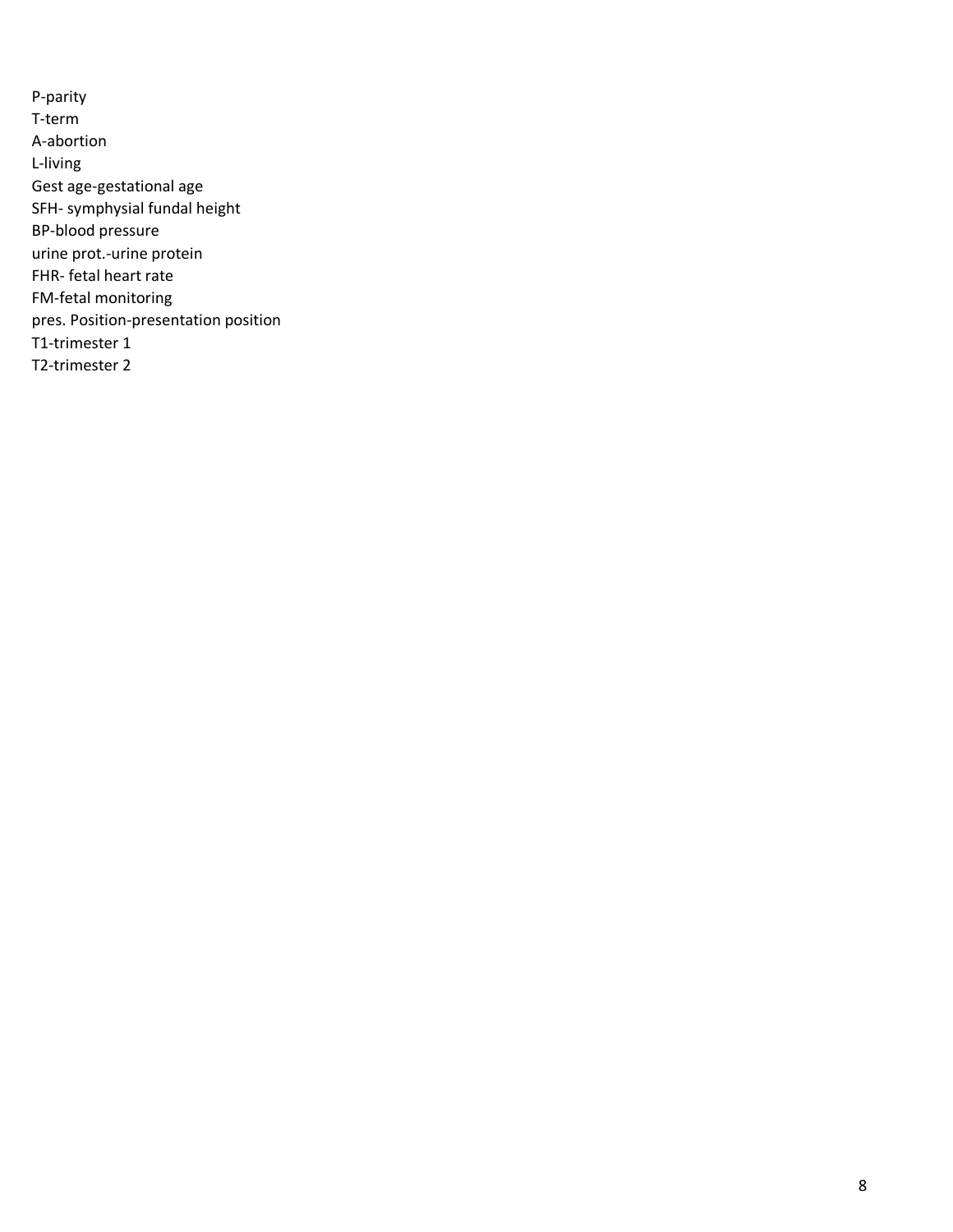P-parity
T-term
A-abortion
L-living
Gest age-gestational age
SFH- symphysial fundal height
BP-blood pressure
urine prot.-urine protein
FHR- fetal heart rate
FM-fetal monitoring
pres. Position-presentation position
T1-trimester 1
T2-trimester 2